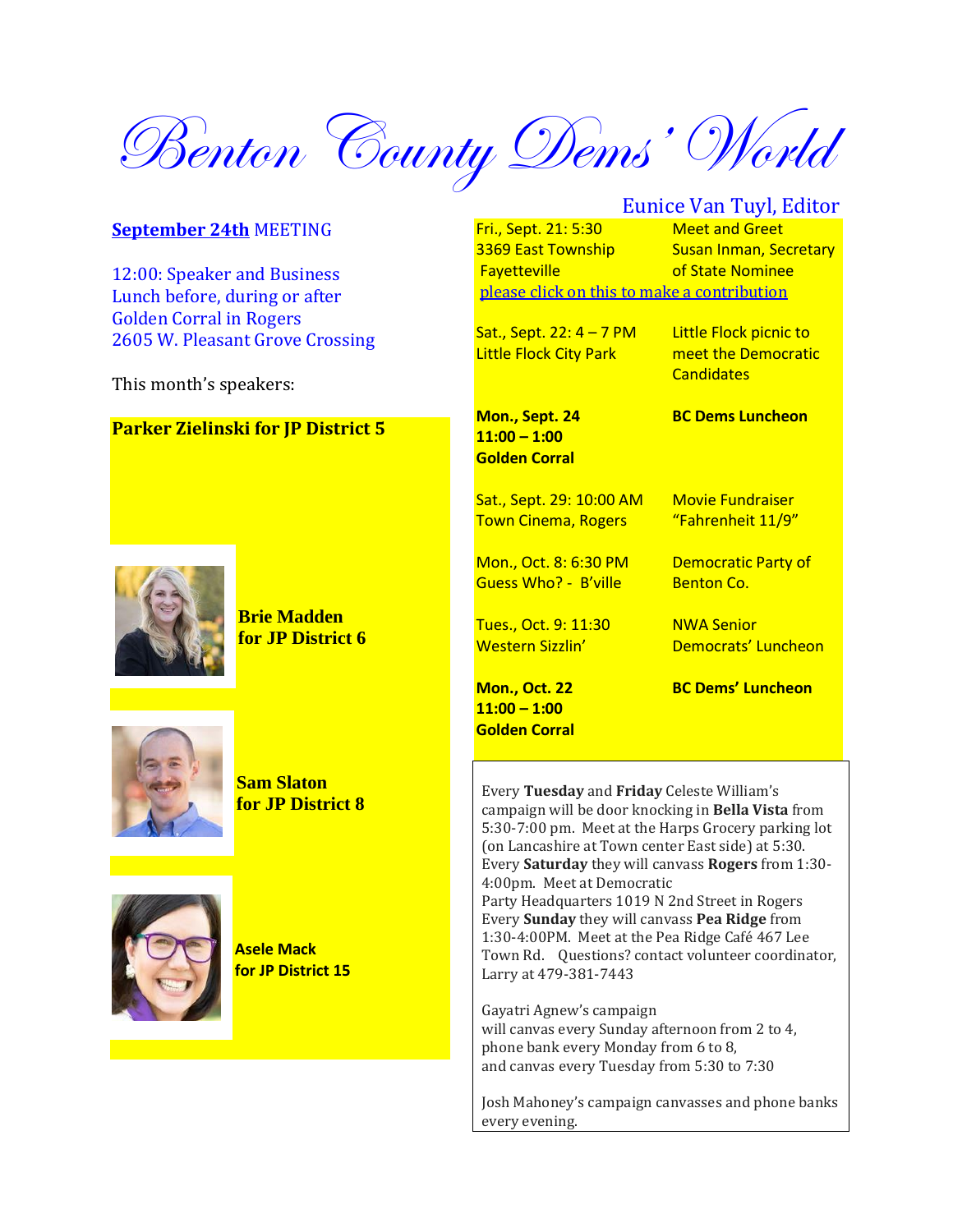# Benton County Dems' World

Eunice Van Tuyl, Editor

**September 24th** MEETING

12:00: Speaker and Business
Lunch before, during or after
Golden Corral in Rogers
2605 W. Pleasant Grove Crossing

This month's speakers:

**Parker Zielinski for JP District 5**

**Brie Madden for JP District 6**

**Sam Slaton for JP District 8**

**Asele Mack for JP District 15**

| | |
|---|---|
| Fri., Sept. 21: 5:30<br>3369 East Township<br>Fayetteville | Meet and Greet<br>Susan Inman, Secretary of State Nominee |
| please click on this to make a contribution | |
| Sat., Sept. 22: 4 – 7 PM<br>Little Flock City Park | Little Flock picnic to meet the Democratic Candidates |
| **Mon., Sept. 24**<br>**11:00 – 1:00**<br>**Golden Corral** | **BC Dems Luncheon** |
| Sat., Sept. 29: 10:00 AM<br>Town Cinema, Rogers | Movie Fundraiser<br>"Fahrenheit 11/9" |
| Mon., Oct. 8: 6:30 PM<br>Guess Who? - B'ville | Democratic Party of Benton Co. |
| Tues., Oct. 9: 11:30<br>Western Sizzlin' | NWA Senior Democrats' Luncheon |
| **Mon., Oct. 22**<br>**11:00 – 1:00**<br>**Golden Corral** | **BC Dems' Luncheon** |

Every **Tuesday** and **Friday** Celeste William's campaign will be door knocking in **Bella Vista** from 5:30-7:00 pm. Meet at the Harps Grocery parking lot (on Lancashire at Town center East side) at 5:30. Every **Saturday** they will canvass **Rogers** from 1:30-4:00pm. Meet at Democratic Party Headquarters 1019 N 2nd Street in Rogers Every **Sunday** they will canvass **Pea Ridge** from 1:30-4:00PM. Meet at the Pea Ridge Café 467 Lee Town Rd. Questions? contact volunteer coordinator, Larry at 479-381-7443

Gayatri Agnew's campaign will canvas every Sunday afternoon from 2 to 4, phone bank every Monday from 6 to 8, and canvas every Tuesday from 5:30 to 7:30

Josh Mahoney's campaign canvasses and phone banks every evening.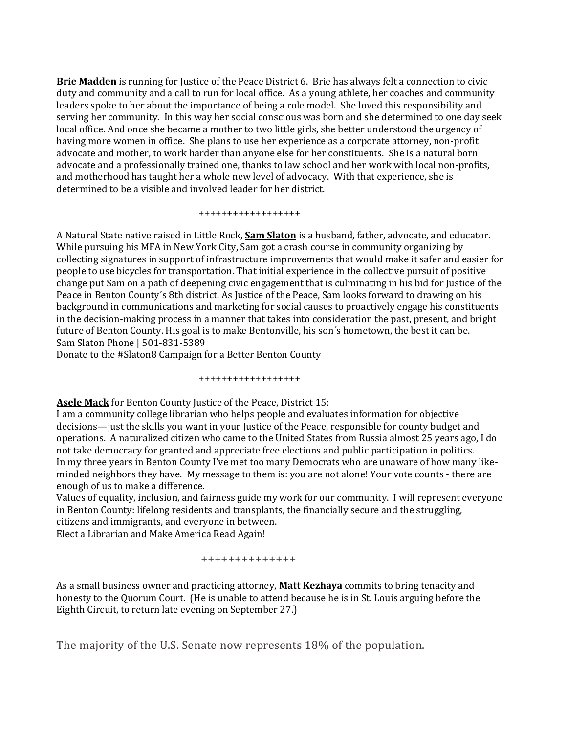**Brie Madden** is running for Justice of the Peace District 6. Brie has always felt a connection to civic duty and community and a call to run for local office. As a young athlete, her coaches and community leaders spoke to her about the importance of being a role model. She loved this responsibility and serving her community. In this way her social conscious was born and she determined to one day seek local office. And once she became a mother to two little girls, she better understood the urgency of having more women in office. She plans to use her experience as a corporate attorney, non-profit advocate and mother, to work harder than anyone else for her constituents. She is a natural born advocate and a professionally trained one, thanks to law school and her work with local non-profits, and motherhood has taught her a whole new level of advocacy. With that experience, she is determined to be a visible and involved leader for her district.

++++++++++++++++++

A Natural State native raised in Little Rock, **Sam Slaton** is a husband, father, advocate, and educator. While pursuing his MFA in New York City, Sam got a crash course in community organizing by collecting signatures in support of infrastructure improvements that would make it safer and easier for people to use bicycles for transportation. That initial experience in the collective pursuit of positive change put Sam on a path of deepening civic engagement that is culminating in his bid for Justice of the Peace in Benton County´s 8th district. As Justice of the Peace, Sam looks forward to drawing on his background in communications and marketing for social causes to proactively engage his constituents in the decision-making process in a manner that takes into consideration the past, present, and bright future of Benton County. His goal is to make Bentonville, his son´s hometown, the best it can be.
Sam Slaton Phone | 501-831-5389
Donate to the #Slaton8 Campaign for a Better Benton County

++++++++++++++++++

**Asele Mack** for Benton County Justice of the Peace, District 15:
I am a community college librarian who helps people and evaluates information for objective decisions—just the skills you want in your Justice of the Peace, responsible for county budget and operations. A naturalized citizen who came to the United States from Russia almost 25 years ago, I do not take democracy for granted and appreciate free elections and public participation in politics.
In my three years in Benton County I've met too many Democrats who are unaware of how many like-minded neighbors they have. My message to them is: you are not alone! Your vote counts - there are enough of us to make a difference.
Values of equality, inclusion, and fairness guide my work for our community. I will represent everyone in Benton County: lifelong residents and transplants, the financially secure and the struggling, citizens and immigrants, and everyone in between.
Elect a Librarian and Make America Read Again!

+++++++++++++++

As a small business owner and practicing attorney, **Matt Kezhaya** commits to bring tenacity and honesty to the Quorum Court. (He is unable to attend because he is in St. Louis arguing before the Eighth Circuit, to return late evening on September 27.)

The majority of the U.S. Senate now represents 18% of the population.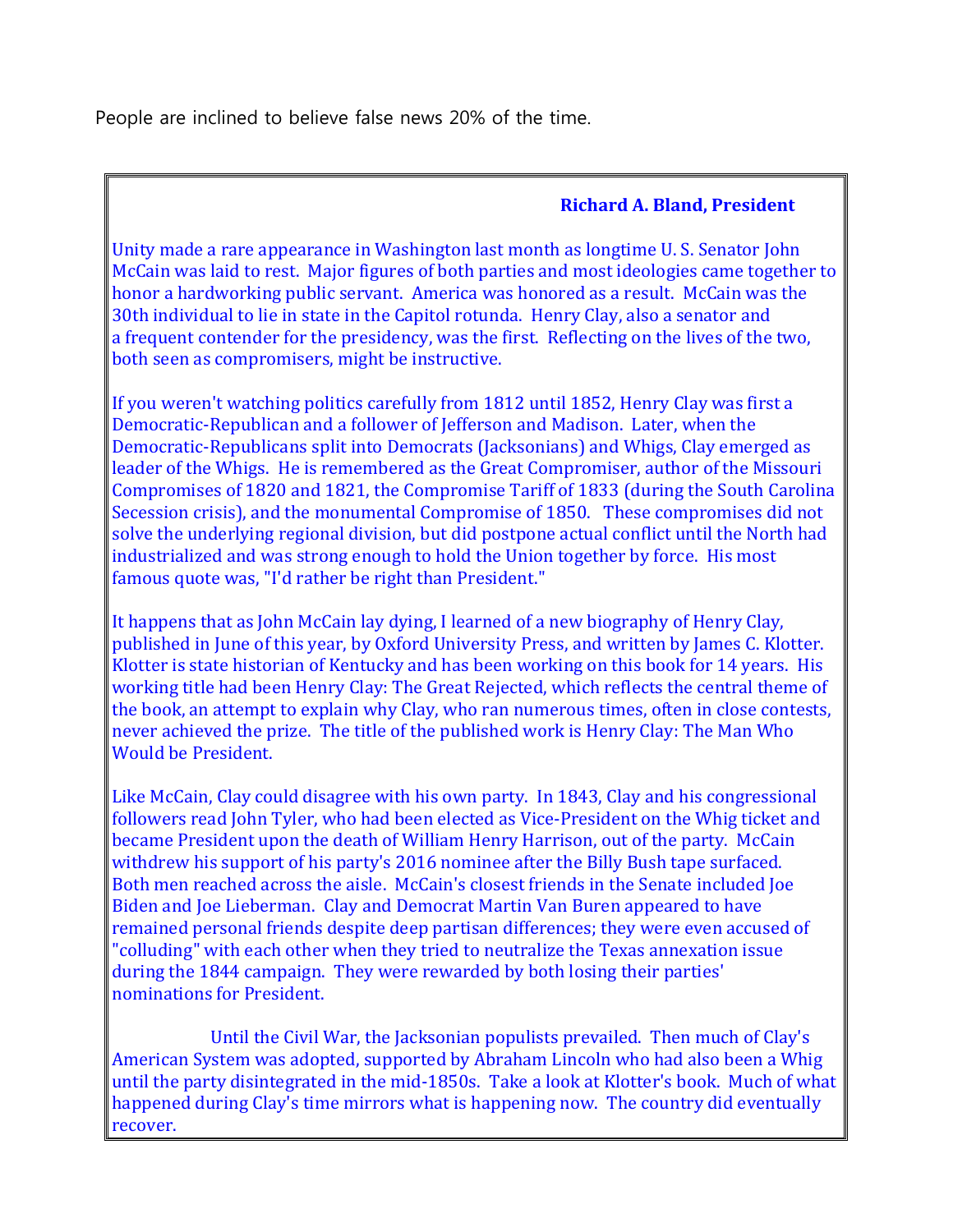People are inclined to believe false news 20% of the time.

**Richard A. Bland, President**

Unity made a rare appearance in Washington last month as longtime U. S. Senator John McCain was laid to rest. Major figures of both parties and most ideologies came together to honor a hardworking public servant. America was honored as a result. McCain was the 30th individual to lie in state in the Capitol rotunda. Henry Clay, also a senator and a frequent contender for the presidency, was the first. Reflecting on the lives of the two, both seen as compromisers, might be instructive.

If you weren't watching politics carefully from 1812 until 1852, Henry Clay was first a Democratic-Republican and a follower of Jefferson and Madison. Later, when the Democratic-Republicans split into Democrats (Jacksonians) and Whigs, Clay emerged as leader of the Whigs. He is remembered as the Great Compromiser, author of the Missouri Compromises of 1820 and 1821, the Compromise Tariff of 1833 (during the South Carolina Secession crisis), and the monumental Compromise of 1850. These compromises did not solve the underlying regional division, but did postpone actual conflict until the North had industrialized and was strong enough to hold the Union together by force. His most famous quote was, "I'd rather be right than President."

It happens that as John McCain lay dying, I learned of a new biography of Henry Clay, published in June of this year, by Oxford University Press, and written by James C. Klotter. Klotter is state historian of Kentucky and has been working on this book for 14 years. His working title had been Henry Clay: The Great Rejected, which reflects the central theme of the book, an attempt to explain why Clay, who ran numerous times, often in close contests, never achieved the prize. The title of the published work is Henry Clay: The Man Who Would be President.

Like McCain, Clay could disagree with his own party. In 1843, Clay and his congressional followers read John Tyler, who had been elected as Vice-President on the Whig ticket and became President upon the death of William Henry Harrison, out of the party. McCain withdrew his support of his party's 2016 nominee after the Billy Bush tape surfaced. Both men reached across the aisle. McCain's closest friends in the Senate included Joe Biden and Joe Lieberman. Clay and Democrat Martin Van Buren appeared to have remained personal friends despite deep partisan differences; they were even accused of "colluding" with each other when they tried to neutralize the Texas annexation issue during the 1844 campaign. They were rewarded by both losing their parties' nominations for President.

Until the Civil War, the Jacksonian populists prevailed. Then much of Clay's American System was adopted, supported by Abraham Lincoln who had also been a Whig until the party disintegrated in the mid-1850s. Take a look at Klotter's book. Much of what happened during Clay's time mirrors what is happening now. The country did eventually recover.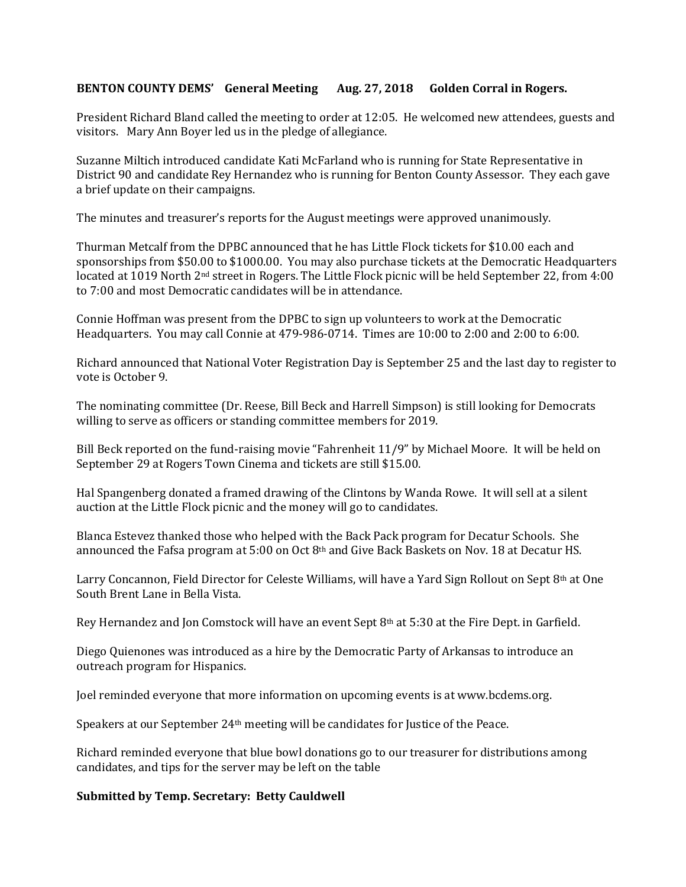**BENTON COUNTY DEMS' General Meeting Aug. 27, 2018 Golden Corral in Rogers.**

President Richard Bland called the meeting to order at 12:05. He welcomed new attendees, guests and visitors. Mary Ann Boyer led us in the pledge of allegiance.

Suzanne Miltich introduced candidate Kati McFarland who is running for State Representative in District 90 and candidate Rey Hernandez who is running for Benton County Assessor. They each gave a brief update on their campaigns.

The minutes and treasurer's reports for the August meetings were approved unanimously.

Thurman Metcalf from the DPBC announced that he has Little Flock tickets for $10.00 each and sponsorships from $50.00 to $1000.00. You may also purchase tickets at the Democratic Headquarters located at 1019 North 2nd street in Rogers. The Little Flock picnic will be held September 22, from 4:00 to 7:00 and most Democratic candidates will be in attendance.

Connie Hoffman was present from the DPBC to sign up volunteers to work at the Democratic Headquarters. You may call Connie at 479-986-0714. Times are 10:00 to 2:00 and 2:00 to 6:00.

Richard announced that National Voter Registration Day is September 25 and the last day to register to vote is October 9.

The nominating committee (Dr. Reese, Bill Beck and Harrell Simpson) is still looking for Democrats willing to serve as officers or standing committee members for 2019.

Bill Beck reported on the fund-raising movie "Fahrenheit 11/9" by Michael Moore. It will be held on September 29 at Rogers Town Cinema and tickets are still $15.00.

Hal Spangenberg donated a framed drawing of the Clintons by Wanda Rowe. It will sell at a silent auction at the Little Flock picnic and the money will go to candidates.

Blanca Estevez thanked those who helped with the Back Pack program for Decatur Schools. She announced the Fafsa program at 5:00 on Oct 8th and Give Back Baskets on Nov. 18 at Decatur HS.

Larry Concannon, Field Director for Celeste Williams, will have a Yard Sign Rollout on Sept 8th at One South Brent Lane in Bella Vista.

Rey Hernandez and Jon Comstock will have an event Sept 8th at 5:30 at the Fire Dept. in Garfield.

Diego Quienones was introduced as a hire by the Democratic Party of Arkansas to introduce an outreach program for Hispanics.

Joel reminded everyone that more information on upcoming events is at www.bcdems.org.

Speakers at our September 24th meeting will be candidates for Justice of the Peace.

Richard reminded everyone that blue bowl donations go to our treasurer for distributions among candidates, and tips for the server may be left on the table

**Submitted by Temp. Secretary: Betty Cauldwell**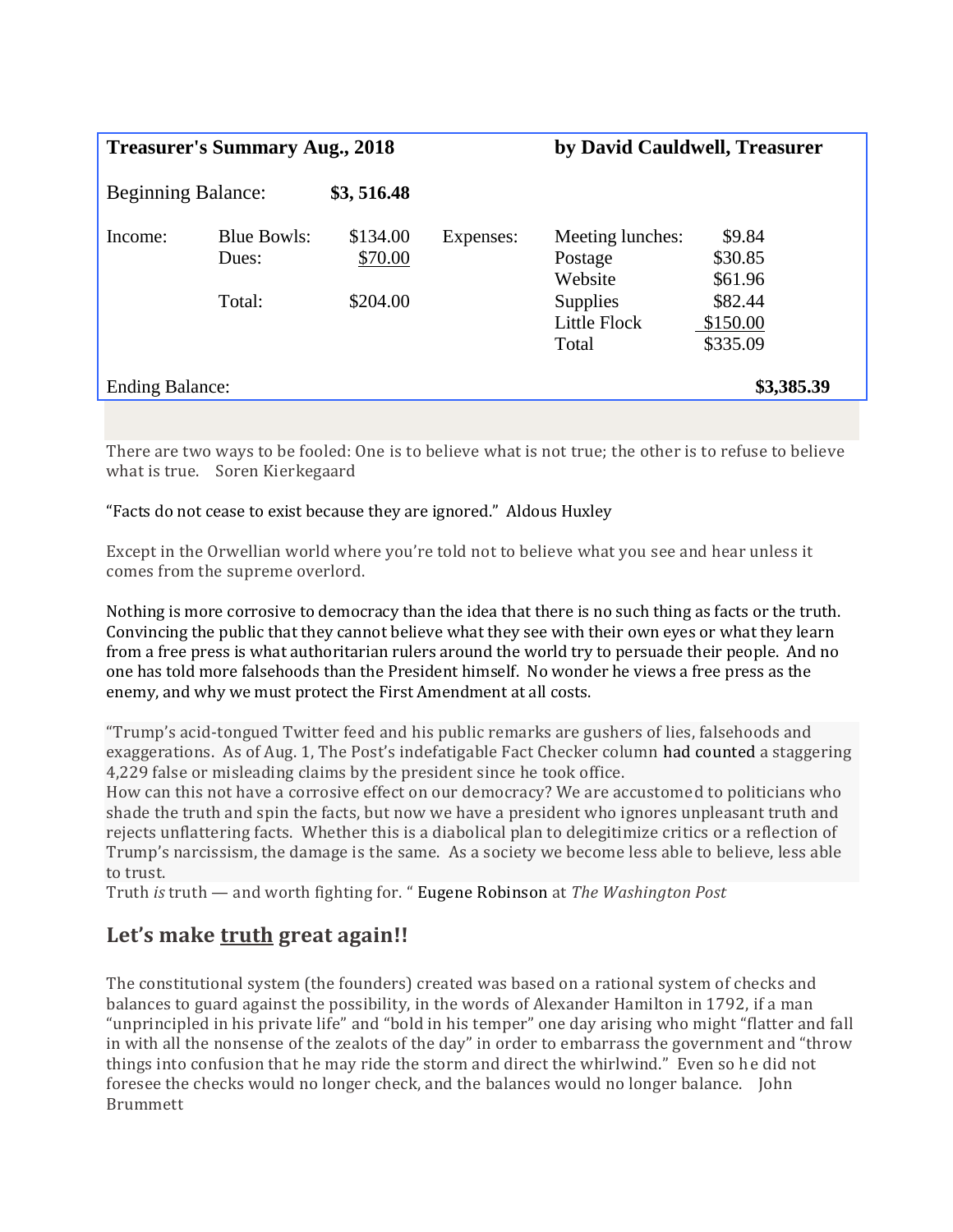| **Treasurer's Summary Aug., 2018** | | | | **by David Cauldwell, Treasurer** | |
|---|---|---|---|---|---|
| Beginning Balance: | | **$3, 516.48** | | | |
| Income: | Blue Bowls: | $134.00 | Expenses: | Meeting lunches: | $9.84 |
| | Dues: | $70.00 | | Postage | $30.85 |
| | | | | Website | $61.96 |
| | Total: | $204.00 | | Supplies | $82.44 |
| | | | | Little Flock | $150.00 |
| | | | | Total | $335.09 |
| Ending Balance: | | | | | **$3,385.39** |

There are two ways to be fooled: One is to believe what is not true; the other is to refuse to believe what is true. Soren Kierkegaard

"Facts do not cease to exist because they are ignored." Aldous Huxley

Except in the Orwellian world where you're told not to believe what you see and hear unless it comes from the supreme overlord.

Nothing is more corrosive to democracy than the idea that there is no such thing as facts or the truth. Convincing the public that they cannot believe what they see with their own eyes or what they learn from a free press is what authoritarian rulers around the world try to persuade their people. And no one has told more falsehoods than the President himself. No wonder he views a free press as the enemy, and why we must protect the First Amendment at all costs.

"Trump's acid-tongued Twitter feed and his public remarks are gushers of lies, falsehoods and exaggerations. As of Aug. 1, The Post's indefatigable Fact Checker column had counted a staggering 4,229 false or misleading claims by the president since he took office.
How can this not have a corrosive effect on our democracy? We are accustomed to politicians who shade the truth and spin the facts, but now we have a president who ignores unpleasant truth and rejects unflattering facts. Whether this is a diabolical plan to delegitimize critics or a reflection of Trump's narcissism, the damage is the same. As a society we become less able to believe, less able to trust.
Truth *is* truth — and worth fighting for. " Eugene Robinson at *The Washington Post*

## Let's make <u>truth</u> great again!!

The constitutional system (the founders) created was based on a rational system of checks and balances to guard against the possibility, in the words of Alexander Hamilton in 1792, if a man "unprincipled in his private life" and "bold in his temper" one day arising who might "flatter and fall in with all the nonsense of the zealots of the day" in order to embarrass the government and "throw things into confusion that he may ride the storm and direct the whirlwind." Even so he did not foresee the checks would no longer check, and the balances would no longer balance. John Brummett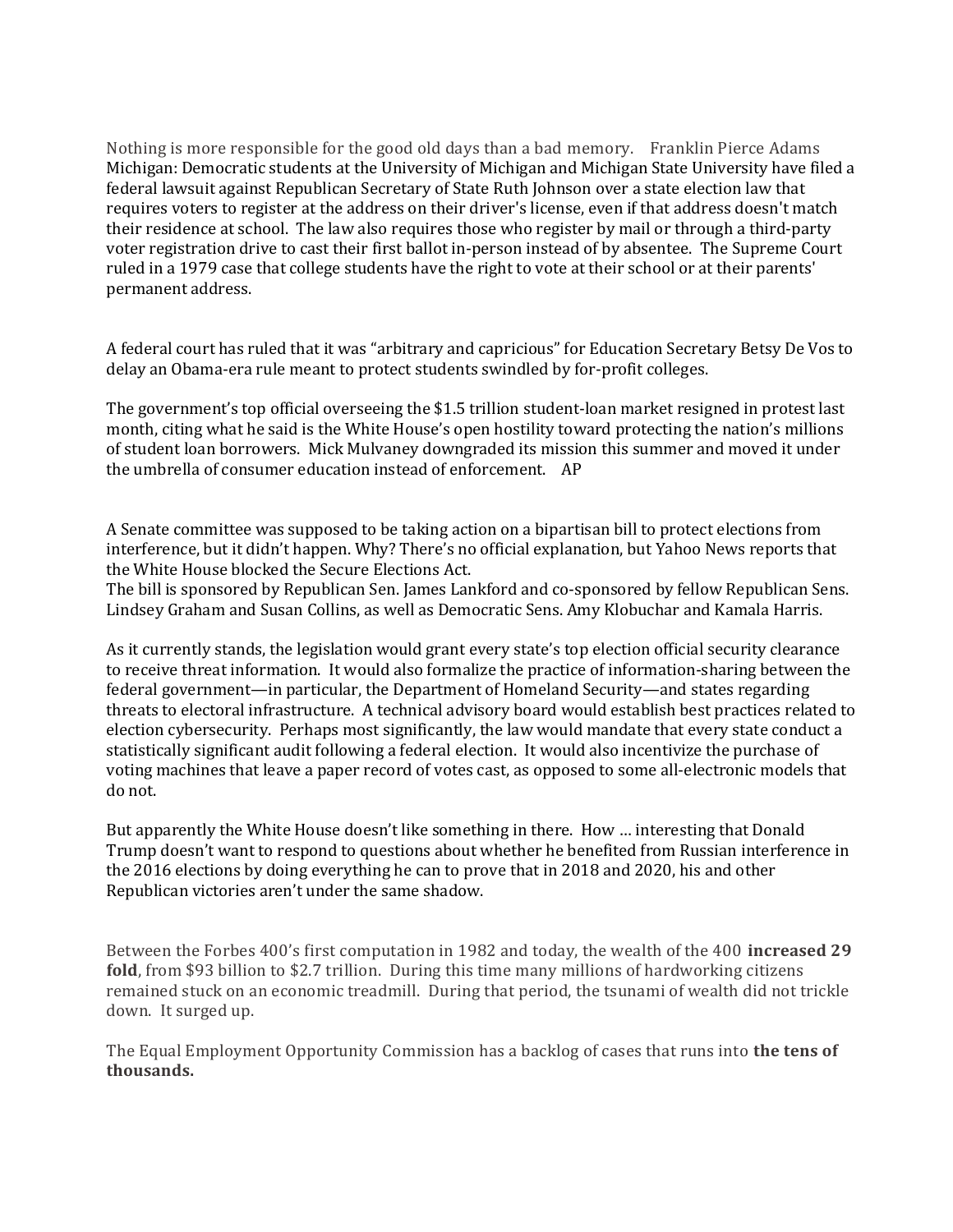Nothing is more responsible for the good old days than a bad memory. Franklin Pierce Adams

Michigan: Democratic students at the University of Michigan and Michigan State University have filed a federal lawsuit against Republican Secretary of State Ruth Johnson over a state election law that requires voters to register at the address on their driver's license, even if that address doesn't match their residence at school. The law also requires those who register by mail or through a third-party voter registration drive to cast their first ballot in-person instead of by absentee. The Supreme Court ruled in a 1979 case that college students have the right to vote at their school or at their parents' permanent address.

A federal court has ruled that it was "arbitrary and capricious" for Education Secretary Betsy De Vos to delay an Obama-era rule meant to protect students swindled by for-profit colleges.

The government's top official overseeing the $1.5 trillion student-loan market resigned in protest last month, citing what he said is the White House's open hostility toward protecting the nation's millions of student loan borrowers. Mick Mulvaney downgraded its mission this summer and moved it under the umbrella of consumer education instead of enforcement. AP

A Senate committee was supposed to be taking action on a bipartisan bill to protect elections from interference, but it didn't happen. Why? There's no official explanation, but Yahoo News reports that the White House blocked the Secure Elections Act.

The bill is sponsored by Republican Sen. James Lankford and co-sponsored by fellow Republican Sens. Lindsey Graham and Susan Collins, as well as Democratic Sens. Amy Klobuchar and Kamala Harris.

As it currently stands, the legislation would grant every state's top election official security clearance to receive threat information. It would also formalize the practice of information-sharing between the federal government—in particular, the Department of Homeland Security—and states regarding threats to electoral infrastructure. A technical advisory board would establish best practices related to election cybersecurity. Perhaps most significantly, the law would mandate that every state conduct a statistically significant audit following a federal election. It would also incentivize the purchase of voting machines that leave a paper record of votes cast, as opposed to some all-electronic models that do not.

But apparently the White House doesn't like something in there. How … interesting that Donald Trump doesn't want to respond to questions about whether he benefited from Russian interference in the 2016 elections by doing everything he can to prove that in 2018 and 2020, his and other Republican victories aren't under the same shadow.

Between the Forbes 400's first computation in 1982 and today, the wealth of the 400 **increased 29 fold**, from $93 billion to $2.7 trillion. During this time many millions of hardworking citizens remained stuck on an economic treadmill. During that period, the tsunami of wealth did not trickle down. It surged up.

The Equal Employment Opportunity Commission has a backlog of cases that runs into **the tens of thousands.**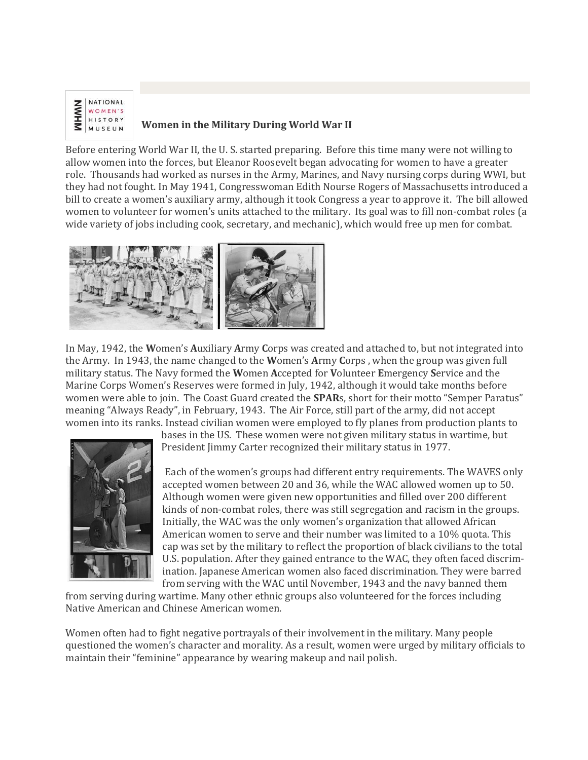NATIONAL WOMEN'S HISTORY MUSEUM

## Women in the Military During World War II

Before entering World War II, the U. S. started preparing. Before this time many were not willing to allow women into the forces, but Eleanor Roosevelt began advocating for women to have a greater role. Thousands had worked as nurses in the Army, Marines, and Navy nursing corps during WWI, but they had not fought. In May 1941, Congresswoman Edith Nourse Rogers of Massachusetts introduced a bill to create a women's auxiliary army, although it took Congress a year to approve it. The bill allowed women to volunteer for women's units attached to the military. Its goal was to fill non-combat roles (a wide variety of jobs including cook, secretary, and mechanic), which would free up men for combat.

In May, 1942, the **W**omen's **A**uxiliary **A**rmy **C**orps was created and attached to, but not integrated into the Army. In 1943, the name changed to the **W**omen's **A**rmy **C**orps , when the group was given full military status. The Navy formed the **W**omen **A**ccepted for **V**olunteer **E**mergency **S**ervice and the Marine Corps Women's Reserves were formed in July, 1942, although it would take months before women were able to join. The Coast Guard created the **SPAR**s, short for their motto "Semper Paratus" meaning "Always Ready", in February, 1943. The Air Force, still part of the army, did not accept women into its ranks. Instead civilian women were employed to fly planes from production plants to bases in the US. These women were not given military status in wartime, but President Jimmy Carter recognized their military status in 1977.

Each of the women's groups had different entry requirements. The WAVES only accepted women between 20 and 36, while the WAC allowed women up to 50. Although women were given new opportunities and filled over 200 different kinds of non-combat roles, there was still segregation and racism in the groups. Initially, the WAC was the only women's organization that allowed African American women to serve and their number was limited to a 10% quota. This cap was set by the military to reflect the proportion of black civilians to the total U.S. population. After they gained entrance to the WAC, they often faced discrimination. Japanese American women also faced discrimination. They were barred from serving with the WAC until November, 1943 and the navy banned them from serving during wartime. Many other ethnic groups also volunteered for the forces including Native American and Chinese American women.

Women often had to fight negative portrayals of their involvement in the military. Many people questioned the women's character and morality. As a result, women were urged by military officials to maintain their "feminine" appearance by wearing makeup and nail polish.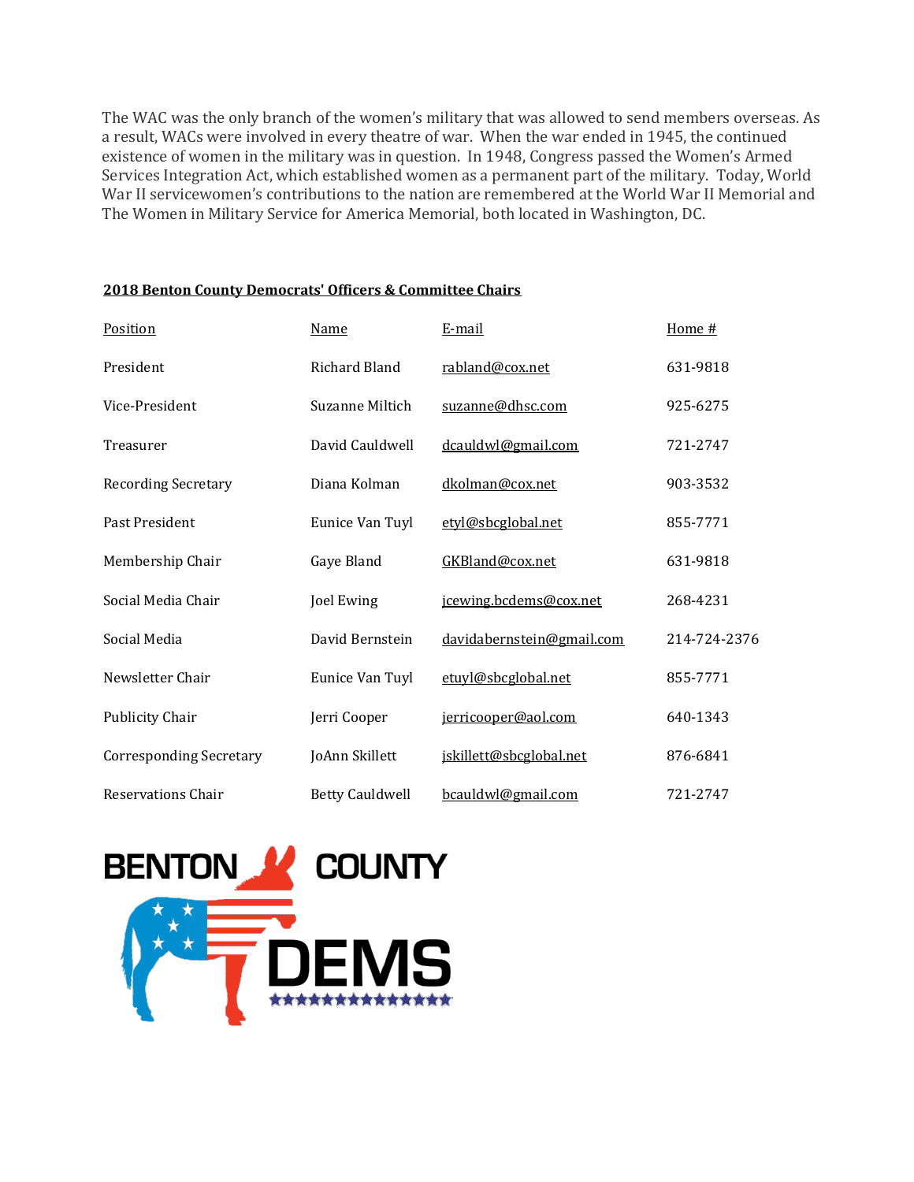The WAC was the only branch of the women's military that was allowed to send members overseas. As a result, WACs were involved in every theatre of war. When the war ended in 1945, the continued existence of women in the military was in question. In 1948, Congress passed the Women's Armed Services Integration Act, which established women as a permanent part of the military. Today, World War II servicewomen's contributions to the nation are remembered at the World War II Memorial and The Women in Military Service for America Memorial, both located in Washington, DC.

**2018 Benton County Democrats' Officers & Committee Chairs**

| Position | Name | E-mail | Home # |
|---|---|---|---|
| President | Richard Bland | rabland@cox.net | 631-9818 |
| Vice-President | Suzanne Miltich | suzanne@dhsc.com | 925-6275 |
| Treasurer | David Cauldwell | dcauldwl@gmail.com | 721-2747 |
| Recording Secretary | Diana Kolman | dkolman@cox.net | 903-3532 |
| Past President | Eunice Van Tuyl | etyl@sbcglobal.net | 855-7771 |
| Membership Chair | Gaye Bland | GKBland@cox.net | 631-9818 |
| Social Media Chair | Joel Ewing | jcewing.bcdems@cox.net | 268-4231 |
| Social Media | David Bernstein | davidabernstein@gmail.com | 214-724-2376 |
| Newsletter Chair | Eunice Van Tuyl | etuyl@sbcglobal.net | 855-7771 |
| Publicity Chair | Jerri Cooper | jerricooper@aol.com | 640-1343 |
| Corresponding Secretary | JoAnn Skillett | jskillett@sbcglobal.net | 876-6841 |
| Reservations Chair | Betty Cauldwell | bcauldwl@gmail.com | 721-2747 |

BENTON COUNTY DEMS